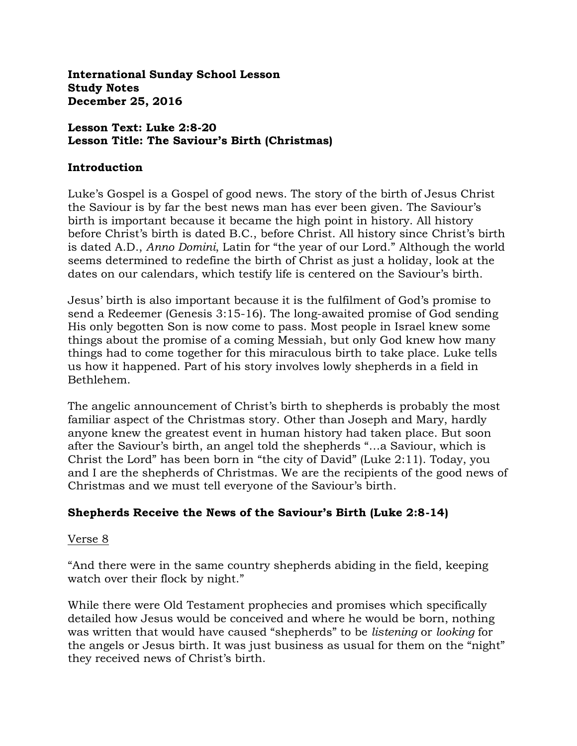**International Sunday School Lesson**
**Study Notes**
**December 25, 2016**

**Lesson Text: Luke 2:8-20**
**Lesson Title: The Saviour's Birth (Christmas)**

## Introduction

Luke's Gospel is a Gospel of good news. The story of the birth of Jesus Christ the Saviour is by far the best news man has ever been given. The Saviour's birth is important because it became the high point in history. All history before Christ's birth is dated B.C., before Christ. All history since Christ's birth is dated A.D., *Anno Domini*, Latin for "the year of our Lord." Although the world seems determined to redefine the birth of Christ as just a holiday, look at the dates on our calendars, which testify life is centered on the Saviour's birth.

Jesus' birth is also important because it is the fulfilment of God's promise to send a Redeemer (Genesis 3:15-16). The long-awaited promise of God sending His only begotten Son is now come to pass. Most people in Israel knew some things about the promise of a coming Messiah, but only God knew how many things had to come together for this miraculous birth to take place. Luke tells us how it happened. Part of his story involves lowly shepherds in a field in Bethlehem.

The angelic announcement of Christ's birth to shepherds is probably the most familiar aspect of the Christmas story. Other than Joseph and Mary, hardly anyone knew the greatest event in human history had taken place. But soon after the Saviour's birth, an angel told the shepherds "…a Saviour, which is Christ the Lord" has been born in "the city of David" (Luke 2:11). Today, you and I are the shepherds of Christmas. We are the recipients of the good news of Christmas and we must tell everyone of the Saviour's birth.

## Shepherds Receive the News of the Saviour's Birth (Luke 2:8-14)

<u>Verse 8</u>

"And there were in the same country shepherds abiding in the field, keeping watch over their flock by night."

While there were Old Testament prophecies and promises which specifically detailed how Jesus would be conceived and where he would be born, nothing was written that would have caused "shepherds" to be *listening* or *looking* for the angels or Jesus birth. It was just business as usual for them on the "night" they received news of Christ's birth.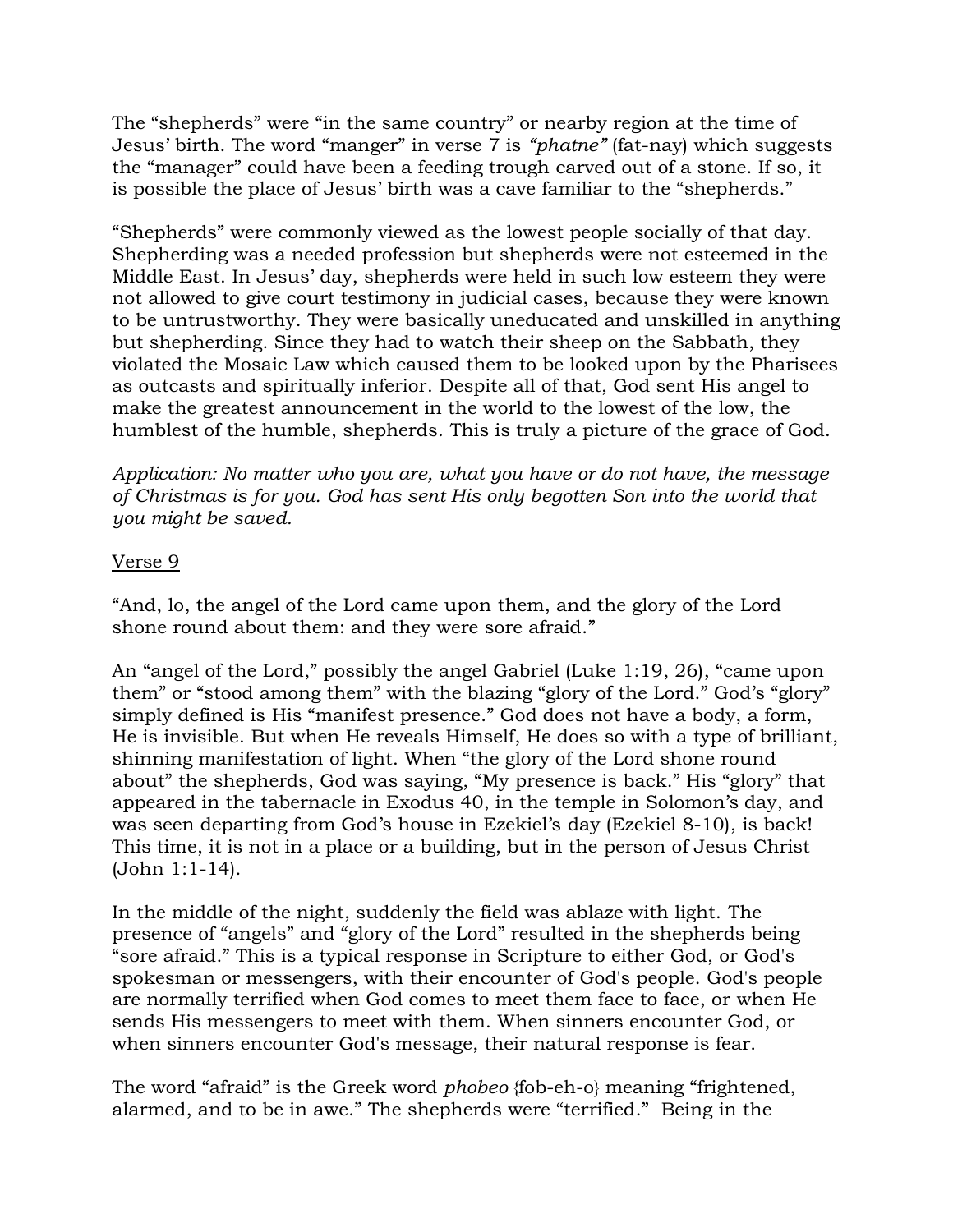The “shepherds” were “in the same country” or nearby region at the time of Jesus’ birth. The word “manger” in verse 7 is *“phatne”* (fat-nay) which suggests the “manager” could have been a feeding trough carved out of a stone. If so, it is possible the place of Jesus’ birth was a cave familiar to the “shepherds.”

“Shepherds” were commonly viewed as the lowest people socially of that day. Shepherding was a needed profession but shepherds were not esteemed in the Middle East. In Jesus’ day, shepherds were held in such low esteem they were not allowed to give court testimony in judicial cases, because they were known to be untrustworthy. They were basically uneducated and unskilled in anything but shepherding. Since they had to watch their sheep on the Sabbath, they violated the Mosaic Law which caused them to be looked upon by the Pharisees as outcasts and spiritually inferior. Despite all of that, God sent His angel to make the greatest announcement in the world to the lowest of the low, the humblest of the humble, shepherds. This is truly a picture of the grace of God.

*Application: No matter who you are, what you have or do not have, the message of Christmas is for you. God has sent His only begotten Son into the world that you might be saved.*

<u>Verse 9</u>

“And, lo, the angel of the Lord came upon them, and the glory of the Lord shone round about them: and they were sore afraid.”

An “angel of the Lord,” possibly the angel Gabriel (Luke 1:19, 26), “came upon them” or “stood among them” with the blazing “glory of the Lord.” God’s “glory” simply defined is His “manifest presence.” God does not have a body, a form, He is invisible. But when He reveals Himself, He does so with a type of brilliant, shinning manifestation of light. When “the glory of the Lord shone round about” the shepherds, God was saying, “My presence is back.” His “glory” that appeared in the tabernacle in Exodus 40, in the temple in Solomon’s day, and was seen departing from God’s house in Ezekiel’s day (Ezekiel 8-10), is back! This time, it is not in a place or a building, but in the person of Jesus Christ (John 1:1-14).

In the middle of the night, suddenly the field was ablaze with light. The presence of “angels” and “glory of the Lord” resulted in the shepherds being “sore afraid.” This is a typical response in Scripture to either God, or God's spokesman or messengers, with their encounter of God's people. God's people are normally terrified when God comes to meet them face to face, or when He sends His messengers to meet with them. When sinners encounter God, or when sinners encounter God's message, their natural response is fear.

The word “afraid” is the Greek word *phobeo* {fob-eh-o} meaning “frightened, alarmed, and to be in awe.” The shepherds were “terrified.” Being in the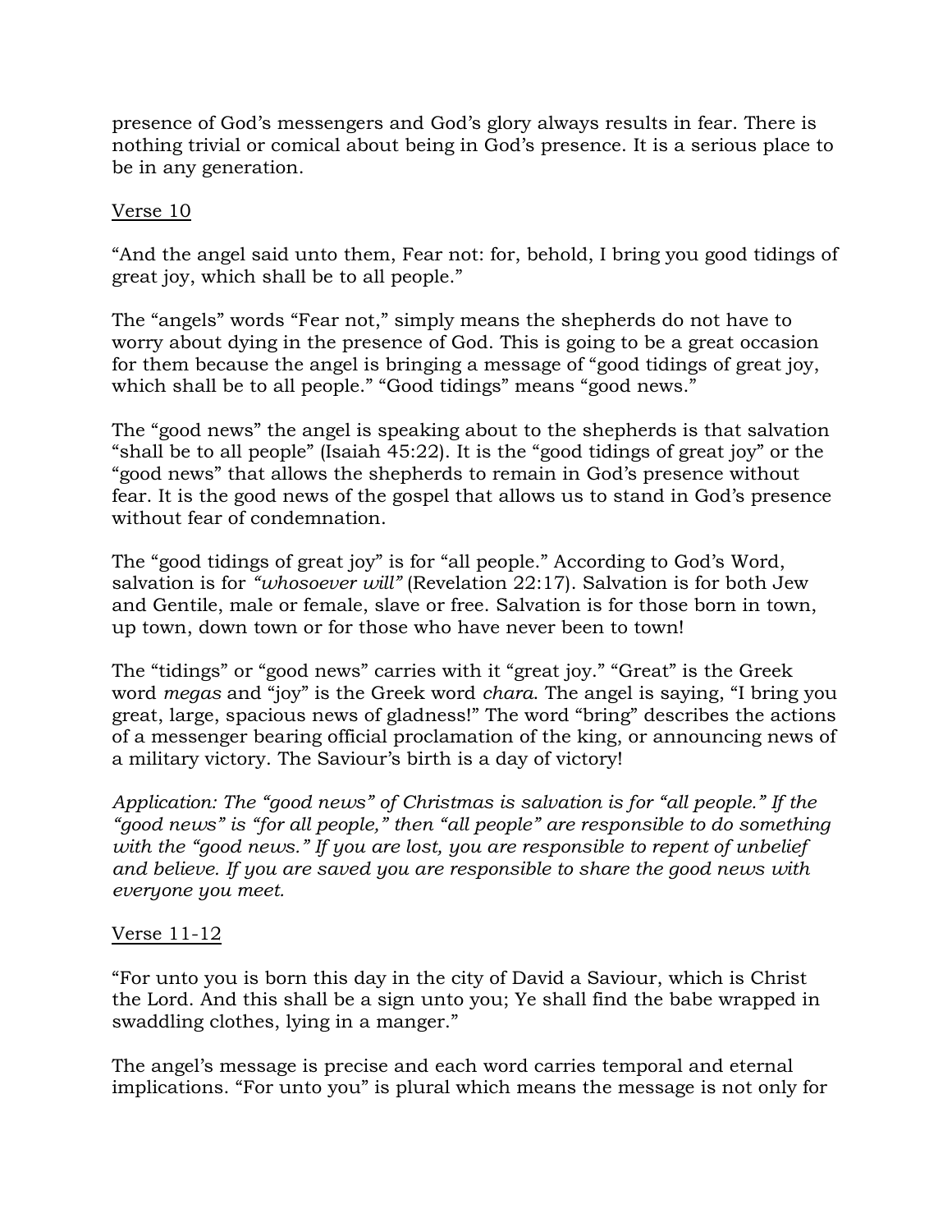presence of God's messengers and God's glory always results in fear. There is nothing trivial or comical about being in God's presence. It is a serious place to be in any generation.

<u>Verse 10</u>

"And the angel said unto them, Fear not: for, behold, I bring you good tidings of great joy, which shall be to all people."

The "angels" words "Fear not," simply means the shepherds do not have to worry about dying in the presence of God. This is going to be a great occasion for them because the angel is bringing a message of "good tidings of great joy, which shall be to all people." "Good tidings" means "good news."

The "good news" the angel is speaking about to the shepherds is that salvation "shall be to all people" (Isaiah 45:22). It is the "good tidings of great joy" or the "good news" that allows the shepherds to remain in God's presence without fear. It is the good news of the gospel that allows us to stand in God's presence without fear of condemnation.

The "good tidings of great joy" is for "all people." According to God's Word, salvation is for *"whosoever will"* (Revelation 22:17). Salvation is for both Jew and Gentile, male or female, slave or free. Salvation is for those born in town, up town, down town or for those who have never been to town!

The "tidings" or "good news" carries with it "great joy." "Great" is the Greek word *megas* and "joy" is the Greek word *chara*. The angel is saying, "I bring you great, large, spacious news of gladness!" The word "bring" describes the actions of a messenger bearing official proclamation of the king, or announcing news of a military victory. The Saviour's birth is a day of victory!

*Application: The "good news" of Christmas is salvation is for "all people." If the "good news" is "for all people," then "all people" are responsible to do something with the "good news." If you are lost, you are responsible to repent of unbelief and believe. If you are saved you are responsible to share the good news with everyone you meet.*

<u>Verse 11-12</u>

"For unto you is born this day in the city of David a Saviour, which is Christ the Lord. And this shall be a sign unto you; Ye shall find the babe wrapped in swaddling clothes, lying in a manger."

The angel's message is precise and each word carries temporal and eternal implications. "For unto you" is plural which means the message is not only for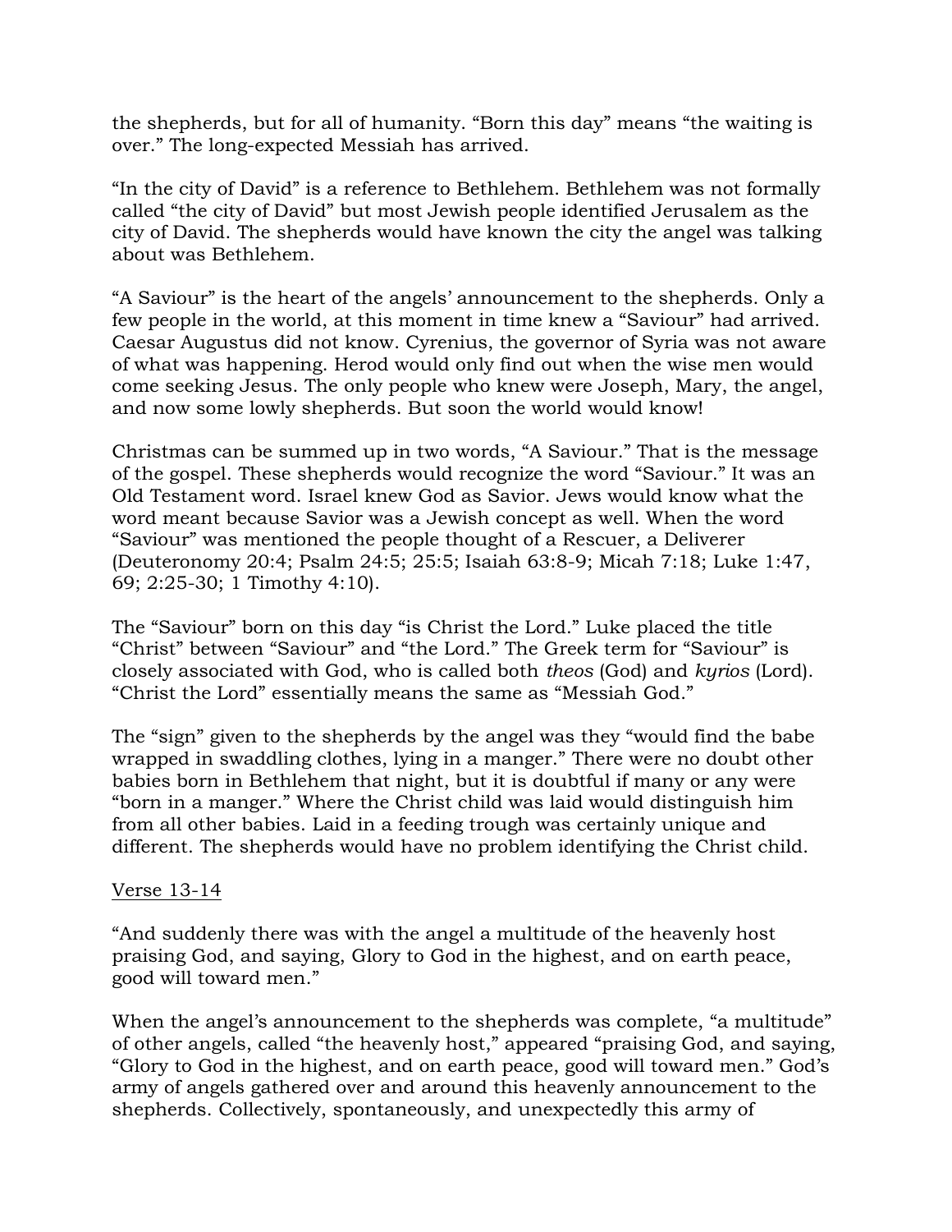the shepherds, but for all of humanity. "Born this day" means "the waiting is over." The long-expected Messiah has arrived.

"In the city of David" is a reference to Bethlehem. Bethlehem was not formally called "the city of David" but most Jewish people identified Jerusalem as the city of David. The shepherds would have known the city the angel was talking about was Bethlehem.

"A Saviour" is the heart of the angels' announcement to the shepherds. Only a few people in the world, at this moment in time knew a "Saviour" had arrived. Caesar Augustus did not know. Cyrenius, the governor of Syria was not aware of what was happening. Herod would only find out when the wise men would come seeking Jesus. The only people who knew were Joseph, Mary, the angel, and now some lowly shepherds. But soon the world would know!

Christmas can be summed up in two words, "A Saviour." That is the message of the gospel. These shepherds would recognize the word "Saviour." It was an Old Testament word. Israel knew God as Savior. Jews would know what the word meant because Savior was a Jewish concept as well. When the word "Saviour" was mentioned the people thought of a Rescuer, a Deliverer (Deuteronomy 20:4; Psalm 24:5; 25:5; Isaiah 63:8-9; Micah 7:18; Luke 1:47, 69; 2:25-30; 1 Timothy 4:10).

The "Saviour" born on this day "is Christ the Lord." Luke placed the title "Christ" between "Saviour" and "the Lord." The Greek term for "Saviour" is closely associated with God, who is called both *theos* (God) and *kyrios* (Lord). "Christ the Lord" essentially means the same as "Messiah God."

The "sign" given to the shepherds by the angel was they "would find the babe wrapped in swaddling clothes, lying in a manger." There were no doubt other babies born in Bethlehem that night, but it is doubtful if many or any were "born in a manger." Where the Christ child was laid would distinguish him from all other babies. Laid in a feeding trough was certainly unique and different. The shepherds would have no problem identifying the Christ child.

<u>Verse 13-14</u>

"And suddenly there was with the angel a multitude of the heavenly host praising God, and saying, Glory to God in the highest, and on earth peace, good will toward men."

When the angel's announcement to the shepherds was complete, "a multitude" of other angels, called "the heavenly host," appeared "praising God, and saying, "Glory to God in the highest, and on earth peace, good will toward men." God's army of angels gathered over and around this heavenly announcement to the shepherds. Collectively, spontaneously, and unexpectedly this army of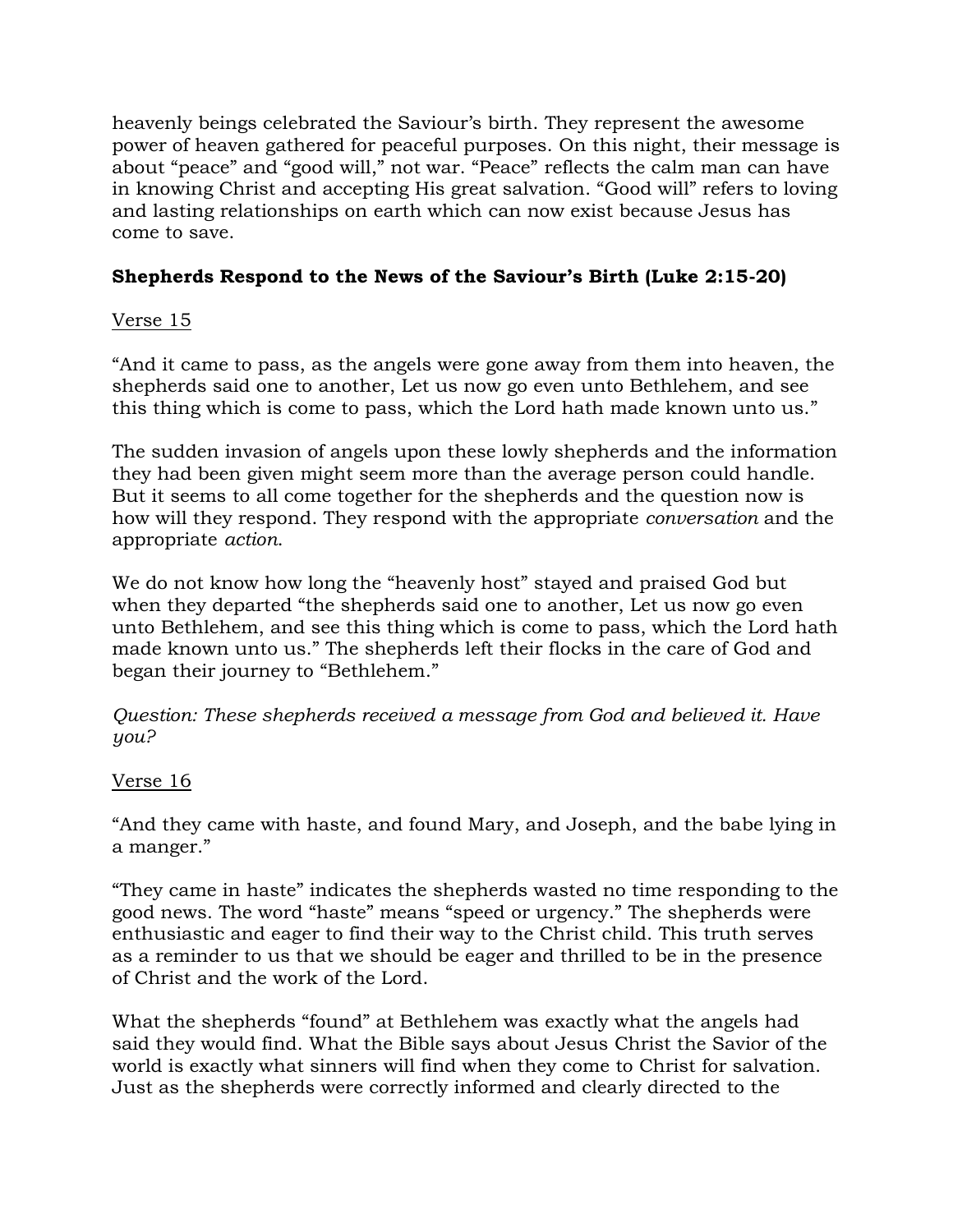heavenly beings celebrated the Saviour's birth. They represent the awesome power of heaven gathered for peaceful purposes. On this night, their message is about "peace" and "good will," not war. "Peace" reflects the calm man can have in knowing Christ and accepting His great salvation. "Good will" refers to loving and lasting relationships on earth which can now exist because Jesus has come to save.

**Shepherds Respond to the News of the Saviour's Birth (Luke 2:15-20)**

Verse 15

"And it came to pass, as the angels were gone away from them into heaven, the shepherds said one to another, Let us now go even unto Bethlehem, and see this thing which is come to pass, which the Lord hath made known unto us."

The sudden invasion of angels upon these lowly shepherds and the information they had been given might seem more than the average person could handle. But it seems to all come together for the shepherds and the question now is how will they respond. They respond with the appropriate *conversation* and the appropriate *action*.

We do not know how long the "heavenly host" stayed and praised God but when they departed "the shepherds said one to another, Let us now go even unto Bethlehem, and see this thing which is come to pass, which the Lord hath made known unto us." The shepherds left their flocks in the care of God and began their journey to "Bethlehem."

*Question: These shepherds received a message from God and believed it. Have you?*

Verse 16

"And they came with haste, and found Mary, and Joseph, and the babe lying in a manger."

"They came in haste" indicates the shepherds wasted no time responding to the good news. The word "haste" means "speed or urgency." The shepherds were enthusiastic and eager to find their way to the Christ child. This truth serves as a reminder to us that we should be eager and thrilled to be in the presence of Christ and the work of the Lord.

What the shepherds "found" at Bethlehem was exactly what the angels had said they would find. What the Bible says about Jesus Christ the Savior of the world is exactly what sinners will find when they come to Christ for salvation. Just as the shepherds were correctly informed and clearly directed to the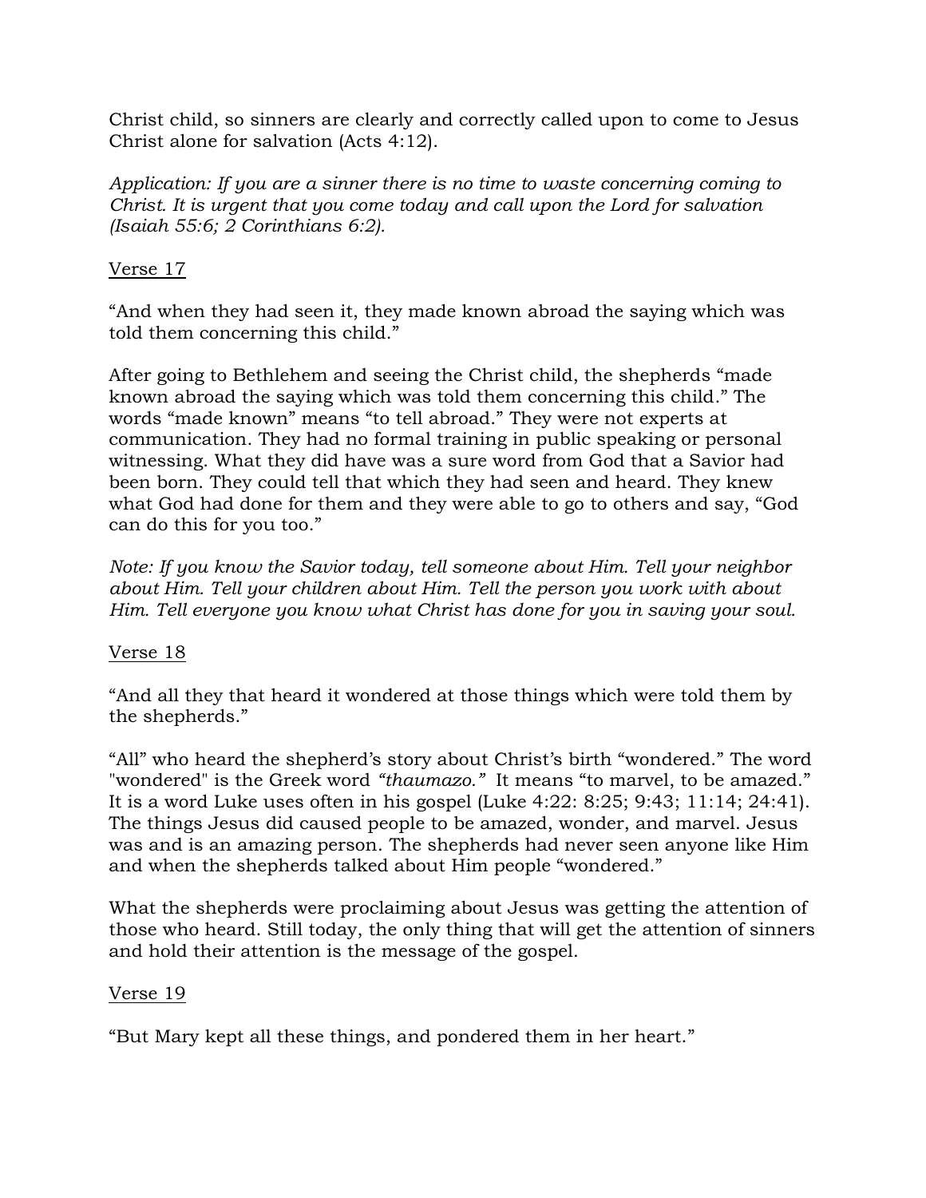Christ child, so sinners are clearly and correctly called upon to come to Jesus Christ alone for salvation (Acts 4:12).

*Application: If you are a sinner there is no time to waste concerning coming to Christ. It is urgent that you come today and call upon the Lord for salvation (Isaiah 55:6; 2 Corinthians 6:2).*

<u>Verse 17</u>

"And when they had seen it, they made known abroad the saying which was told them concerning this child."

After going to Bethlehem and seeing the Christ child, the shepherds "made known abroad the saying which was told them concerning this child." The words "made known" means "to tell abroad." They were not experts at communication. They had no formal training in public speaking or personal witnessing. What they did have was a sure word from God that a Savior had been born. They could tell that which they had seen and heard. They knew what God had done for them and they were able to go to others and say, "God can do this for you too."

*Note: If you know the Savior today, tell someone about Him. Tell your neighbor about Him. Tell your children about Him. Tell the person you work with about Him. Tell everyone you know what Christ has done for you in saving your soul.*

<u>Verse 18</u>

"And all they that heard it wondered at those things which were told them by the shepherds."

"All" who heard the shepherd's story about Christ's birth "wondered." The word "wondered" is the Greek word *"thaumazo."* It means "to marvel, to be amazed." It is a word Luke uses often in his gospel (Luke 4:22: 8:25; 9:43; 11:14; 24:41). The things Jesus did caused people to be amazed, wonder, and marvel. Jesus was and is an amazing person. The shepherds had never seen anyone like Him and when the shepherds talked about Him people "wondered."

What the shepherds were proclaiming about Jesus was getting the attention of those who heard. Still today, the only thing that will get the attention of sinners and hold their attention is the message of the gospel.

<u>Verse 19</u>

"But Mary kept all these things, and pondered them in her heart."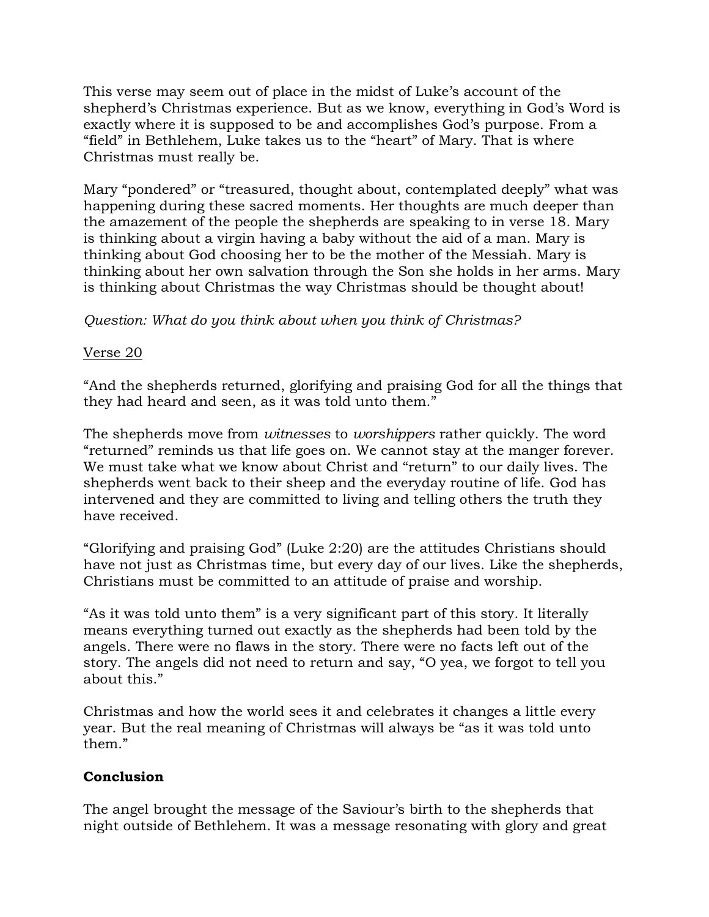This verse may seem out of place in the midst of Luke's account of the shepherd's Christmas experience. But as we know, everything in God's Word is exactly where it is supposed to be and accomplishes God's purpose. From a "field" in Bethlehem, Luke takes us to the "heart" of Mary. That is where Christmas must really be.

Mary "pondered" or "treasured, thought about, contemplated deeply" what was happening during these sacred moments. Her thoughts are much deeper than the amazement of the people the shepherds are speaking to in verse 18. Mary is thinking about a virgin having a baby without the aid of a man. Mary is thinking about God choosing her to be the mother of the Messiah. Mary is thinking about her own salvation through the Son she holds in her arms. Mary is thinking about Christmas the way Christmas should be thought about!

*Question: What do you think about when you think of Christmas?*

<u>Verse 20</u>

"And the shepherds returned, glorifying and praising God for all the things that they had heard and seen, as it was told unto them."

The shepherds move from *witnesses* to *worshippers* rather quickly. The word "returned" reminds us that life goes on. We cannot stay at the manger forever. We must take what we know about Christ and "return" to our daily lives. The shepherds went back to their sheep and the everyday routine of life. God has intervened and they are committed to living and telling others the truth they have received.

"Glorifying and praising God" (Luke 2:20) are the attitudes Christians should have not just as Christmas time, but every day of our lives. Like the shepherds, Christians must be committed to an attitude of praise and worship.

"As it was told unto them" is a very significant part of this story. It literally means everything turned out exactly as the shepherds had been told by the angels. There were no flaws in the story. There were no facts left out of the story. The angels did not need to return and say, "O yea, we forgot to tell you about this."

Christmas and how the world sees it and celebrates it changes a little every year. But the real meaning of Christmas will always be "as it was told unto them."

**Conclusion**

The angel brought the message of the Saviour's birth to the shepherds that night outside of Bethlehem. It was a message resonating with glory and great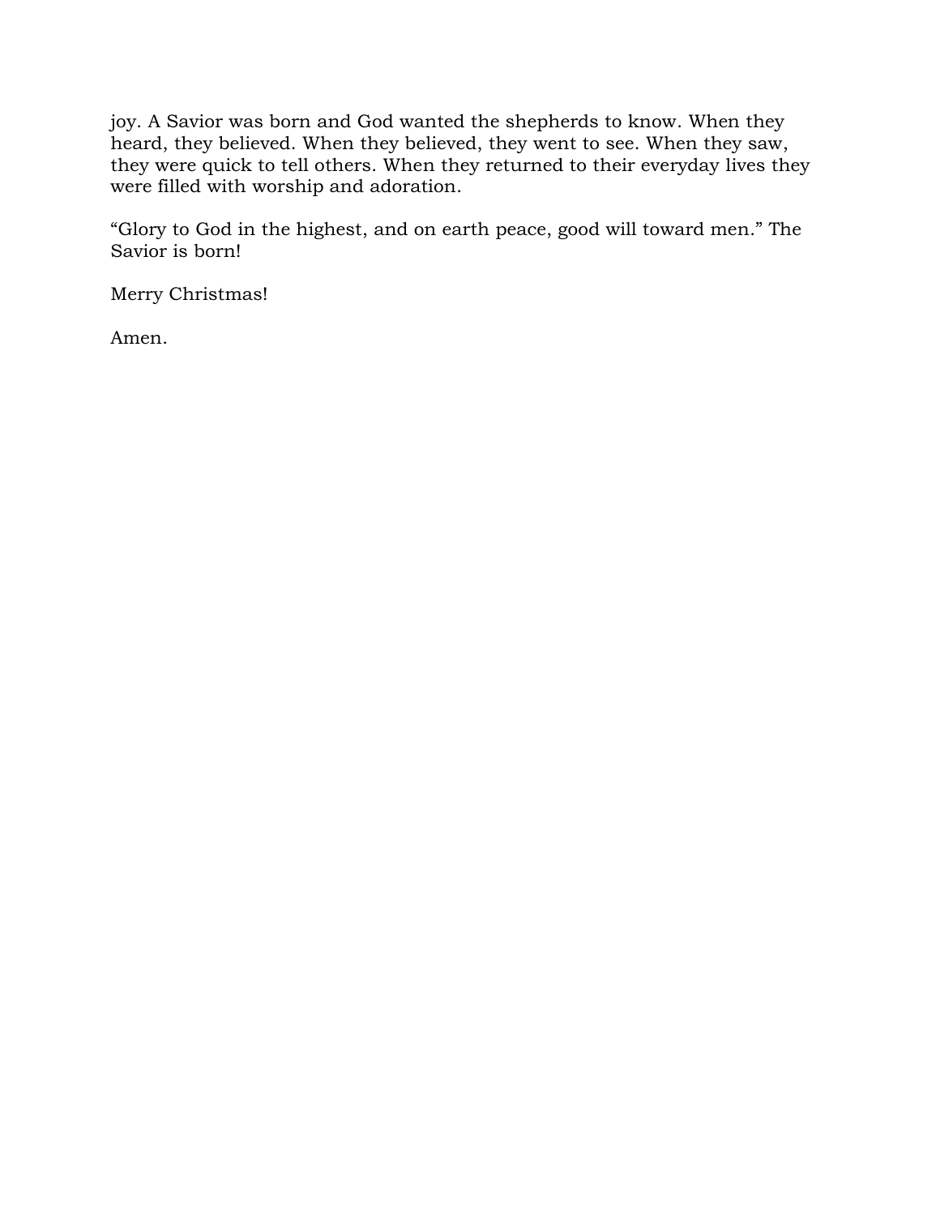joy. A Savior was born and God wanted the shepherds to know. When they heard, they believed. When they believed, they went to see. When they saw, they were quick to tell others. When they returned to their everyday lives they were filled with worship and adoration.

"Glory to God in the highest, and on earth peace, good will toward men." The Savior is born!

Merry Christmas!

Amen.